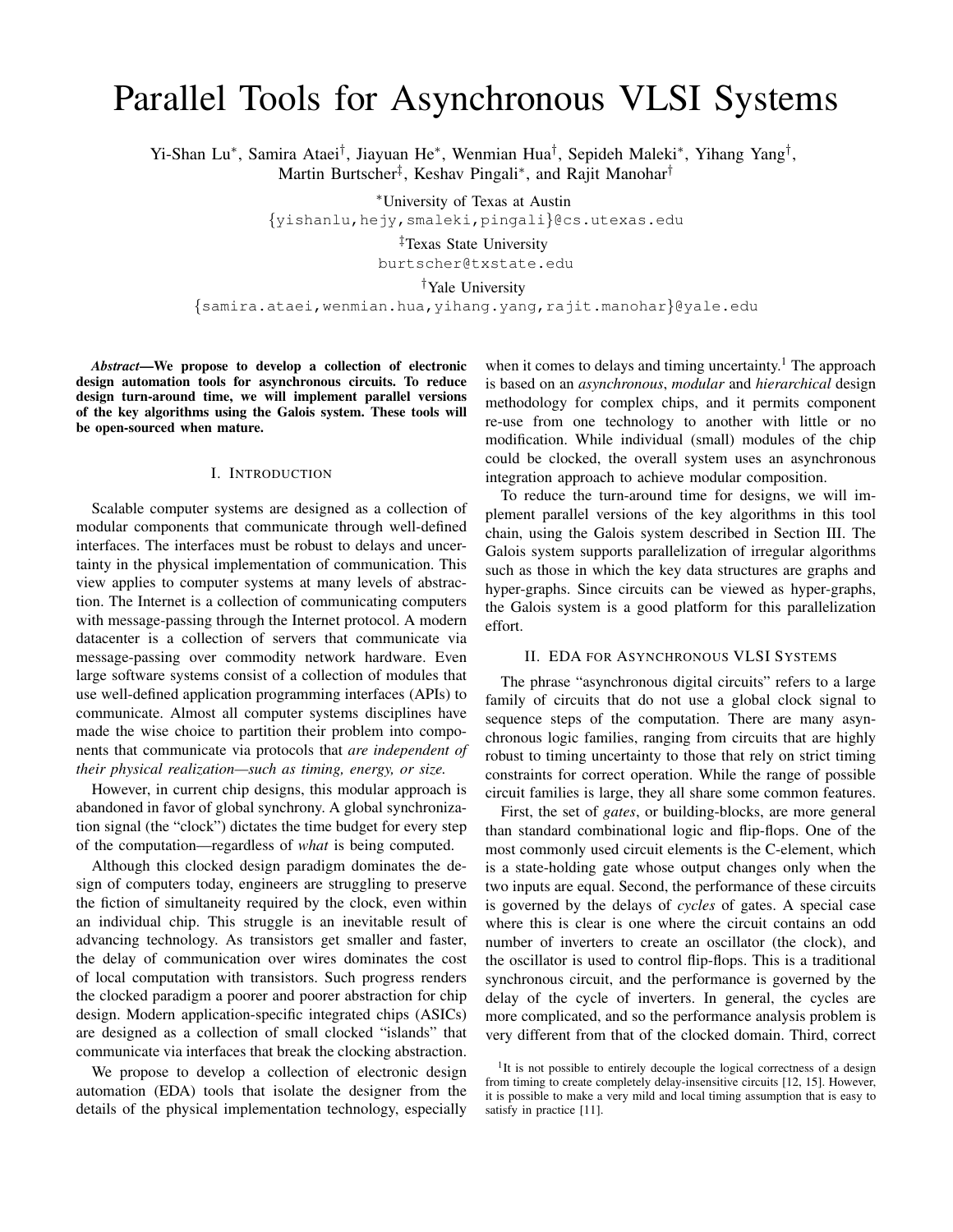# Parallel Tools for Asynchronous VLSI Systems

Yi-Shan Lu*, Samira Ataei†, Jiayuan He*, Wenmian Hua†, Sepideh Maleki*, Yihang Yang†, Martin Burtscher‡, Keshav Pingali*, and Rajit Manohar†

*University of Texas at Austin
{yishanlu,hejy,smaleki,pingali}@cs.utexas.edu

‡Texas State University
burtscher@txstate.edu

†Yale University
{samira.ataei,wenmian.hua,yihang.yang,rajit.manohar}@yale.edu

***Abstract*—We propose to develop a collection of electronic design automation tools for asynchronous circuits. To reduce design turn-around time, we will implement parallel versions of the key algorithms using the Galois system. These tools will be open-sourced when mature.**

## I. Introduction

Scalable computer systems are designed as a collection of modular components that communicate through well-defined interfaces. The interfaces must be robust to delays and uncertainty in the physical implementation of communication. This view applies to computer systems at many levels of abstraction. The Internet is a collection of communicating computers with message-passing through the Internet protocol. A modern datacenter is a collection of servers that communicate via message-passing over commodity network hardware. Even large software systems consist of a collection of modules that use well-defined application programming interfaces (APIs) to communicate. Almost all computer systems disciplines have made the wise choice to partition their problem into components that communicate via protocols that *are independent of their physical realization—such as timing, energy, or size.*

However, in current chip designs, this modular approach is abandoned in favor of global synchrony. A global synchronization signal (the "clock") dictates the time budget for every step of the computation—regardless of *what* is being computed.

Although this clocked design paradigm dominates the design of computers today, engineers are struggling to preserve the fiction of simultaneity required by the clock, even within an individual chip. This struggle is an inevitable result of advancing technology. As transistors get smaller and faster, the delay of communication over wires dominates the cost of local computation with transistors. Such progress renders the clocked paradigm a poorer and poorer abstraction for chip design. Modern application-specific integrated chips (ASICs) are designed as a collection of small clocked "islands" that communicate via interfaces that break the clocking abstraction.

We propose to develop a collection of electronic design automation (EDA) tools that isolate the designer from the details of the physical implementation technology, especially when it comes to delays and timing uncertainty.[1] The approach is based on an *asynchronous*, *modular* and *hierarchical* design methodology for complex chips, and it permits component re-use from one technology to another with little or no modification. While individual (small) modules of the chip could be clocked, the overall system uses an asynchronous integration approach to achieve modular composition.

To reduce the turn-around time for designs, we will implement parallel versions of the key algorithms in this tool chain, using the Galois system described in Section III. The Galois system supports parallelization of irregular algorithms such as those in which the key data structures are graphs and hyper-graphs. Since circuits can be viewed as hyper-graphs, the Galois system is a good platform for this parallelization effort.

## II. EDA for Asynchronous VLSI Systems

The phrase "asynchronous digital circuits" refers to a large family of circuits that do not use a global clock signal to sequence steps of the computation. There are many asynchronous logic families, ranging from circuits that are highly robust to timing uncertainty to those that rely on strict timing constraints for correct operation. While the range of possible circuit families is large, they all share some common features.

First, the set of *gates*, or building-blocks, are more general than standard combinational logic and flip-flops. One of the most commonly used circuit elements is the C-element, which is a state-holding gate whose output changes only when the two inputs are equal. Second, the performance of these circuits is governed by the delays of *cycles* of gates. A special case where this is clear is one where the circuit contains an odd number of inverters to create an oscillator (the clock), and the oscillator is used to control flip-flops. This is a traditional synchronous circuit, and the performance is governed by the delay of the cycle of inverters. In general, the cycles are more complicated, and so the performance analysis problem is very different from that of the clocked domain. Third, correct

[1] It is not possible to entirely decouple the logical correctness of a design from timing to create completely delay-insensitive circuits [12, 15]. However, it is possible to make a very mild and local timing assumption that is easy to satisfy in practice [11].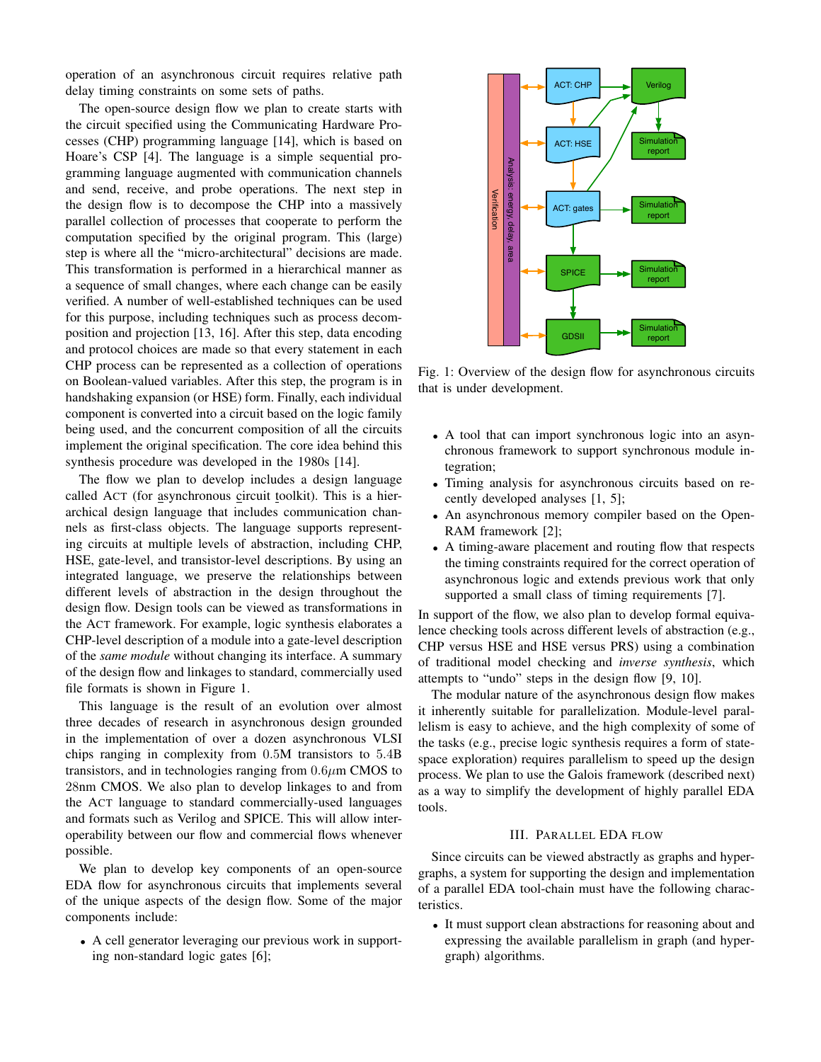operation of an asynchronous circuit requires relative path delay timing constraints on some sets of paths.

The open-source design flow we plan to create starts with the circuit specified using the Communicating Hardware Processes (CHP) programming language [14], which is based on Hoare's CSP [4]. The language is a simple sequential programming language augmented with communication channels and send, receive, and probe operations. The next step in the design flow is to decompose the CHP into a massively parallel collection of processes that cooperate to perform the computation specified by the original program. This (large) step is where all the "micro-architectural" decisions are made. This transformation is performed in a hierarchical manner as a sequence of small changes, where each change can be easily verified. A number of well-established techniques can be used for this purpose, including techniques such as process decomposition and projection [13, 16]. After this step, data encoding and protocol choices are made so that every statement in each CHP process can be represented as a collection of operations on Boolean-valued variables. After this step, the program is in handshaking expansion (or HSE) form. Finally, each individual component is converted into a circuit based on the logic family being used, and the concurrent composition of all the circuits implement the original specification. The core idea behind this synthesis procedure was developed in the 1980s [14].

The flow we plan to develop includes a design language called ACT (for asynchronous circuit toolkit). This is a hierarchical design language that includes communication channels as first-class objects. The language supports representing circuits at multiple levels of abstraction, including CHP, HSE, gate-level, and transistor-level descriptions. By using an integrated language, we preserve the relationships between different levels of abstraction in the design throughout the design flow. Design tools can be viewed as transformations in the ACT framework. For example, logic synthesis elaborates a CHP-level description of a module into a gate-level description of the *same module* without changing its interface. A summary of the design flow and linkages to standard, commercially used file formats is shown in Figure 1.

This language is the result of an evolution over almost three decades of research in asynchronous design grounded in the implementation of over a dozen asynchronous VLSI chips ranging in complexity from 0.5M transistors to 5.4B transistors, and in technologies ranging from $0.6\mu$m CMOS to 28nm CMOS. We also plan to develop linkages to and from the ACT language to standard commercially-used languages and formats such as Verilog and SPICE. This will allow interoperability between our flow and commercial flows whenever possible.

We plan to develop key components of an open-source EDA flow for asynchronous circuits that implements several of the unique aspects of the design flow. Some of the major components include:

- A cell generator leveraging our previous work in supporting non-standard logic gates [6];

Fig. 1: Overview of the design flow for asynchronous circuits that is under development.

- A tool that can import synchronous logic into an asynchronous framework to support synchronous module integration;
- Timing analysis for asynchronous circuits based on recently developed analyses [1, 5];
- An asynchronous memory compiler based on the OpenRAM framework [2];
- A timing-aware placement and routing flow that respects the timing constraints required for the correct operation of asynchronous logic and extends previous work that only supported a small class of timing requirements [7].

In support of the flow, we also plan to develop formal equivalence checking tools across different levels of abstraction (e.g., CHP versus HSE and HSE versus PRS) using a combination of traditional model checking and *inverse synthesis*, which attempts to "undo" steps in the design flow [9, 10].

The modular nature of the asynchronous design flow makes it inherently suitable for parallelization. Module-level parallelism is easy to achieve, and the high complexity of some of the tasks (e.g., precise logic synthesis requires a form of state-space exploration) requires parallelism to speed up the design process. We plan to use the Galois framework (described next) as a way to simplify the development of highly parallel EDA tools.

## III. Parallel EDA Flow

Since circuits can be viewed abstractly as graphs and hypergraphs, a system for supporting the design and implementation of a parallel EDA tool-chain must have the following characteristics.

- It must support clean abstractions for reasoning about and expressing the available parallelism in graph (and hypergraph) algorithms.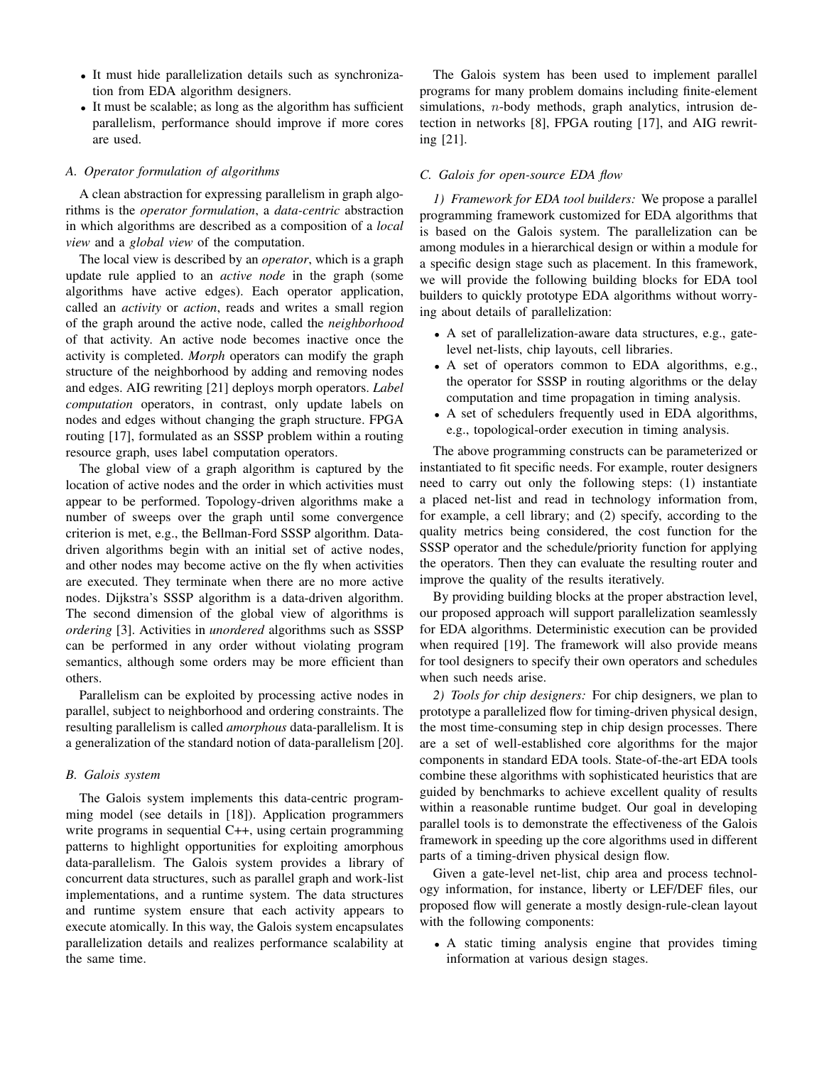- It must hide parallelization details such as synchronization from EDA algorithm designers.
- It must be scalable; as long as the algorithm has sufficient parallelism, performance should improve if more cores are used.

### A. Operator formulation of algorithms

A clean abstraction for expressing parallelism in graph algorithms is the *operator formulation*, a *data-centric* abstraction in which algorithms are described as a composition of a *local view* and a *global view* of the computation.

The local view is described by an *operator*, which is a graph update rule applied to an *active node* in the graph (some algorithms have active edges). Each operator application, called an *activity* or *action*, reads and writes a small region of the graph around the active node, called the *neighborhood* of that activity. An active node becomes inactive once the activity is completed. *Morph* operators can modify the graph structure of the neighborhood by adding and removing nodes and edges. AIG rewriting [21] deploys morph operators. *Label computation* operators, in contrast, only update labels on nodes and edges without changing the graph structure. FPGA routing [17], formulated as an SSSP problem within a routing resource graph, uses label computation operators.

The global view of a graph algorithm is captured by the location of active nodes and the order in which activities must appear to be performed. Topology-driven algorithms make a number of sweeps over the graph until some convergence criterion is met, e.g., the Bellman-Ford SSSP algorithm. Data-driven algorithms begin with an initial set of active nodes, and other nodes may become active on the fly when activities are executed. They terminate when there are no more active nodes. Dijkstra's SSSP algorithm is a data-driven algorithm. The second dimension of the global view of algorithms is *ordering* [3]. Activities in *unordered* algorithms such as SSSP can be performed in any order without violating program semantics, although some orders may be more efficient than others.

Parallelism can be exploited by processing active nodes in parallel, subject to neighborhood and ordering constraints. The resulting parallelism is called *amorphous* data-parallelism. It is a generalization of the standard notion of data-parallelism [20].

### B. Galois system

The Galois system implements this data-centric programming model (see details in [18]). Application programmers write programs in sequential C++, using certain programming patterns to highlight opportunities for exploiting amorphous data-parallelism. The Galois system provides a library of concurrent data structures, such as parallel graph and work-list implementations, and a runtime system. The data structures and runtime system ensure that each activity appears to execute atomically. In this way, the Galois system encapsulates parallelization details and realizes performance scalability at the same time.

The Galois system has been used to implement parallel programs for many problem domains including finite-element simulations, $n$-body methods, graph analytics, intrusion detection in networks [8], FPGA routing [17], and AIG rewriting [21].

### C. Galois for open-source EDA flow

*1) Framework for EDA tool builders:* We propose a parallel programming framework customized for EDA algorithms that is based on the Galois system. The parallelization can be among modules in a hierarchical design or within a module for a specific design stage such as placement. In this framework, we will provide the following building blocks for EDA tool builders to quickly prototype EDA algorithms without worrying about details of parallelization:

- A set of parallelization-aware data structures, e.g., gate-level net-lists, chip layouts, cell libraries.
- A set of operators common to EDA algorithms, e.g., the operator for SSSP in routing algorithms or the delay computation and time propagation in timing analysis.
- A set of schedulers frequently used in EDA algorithms, e.g., topological-order execution in timing analysis.

The above programming constructs can be parameterized or instantiated to fit specific needs. For example, router designers need to carry out only the following steps: (1) instantiate a placed net-list and read in technology information from, for example, a cell library; and (2) specify, according to the quality metrics being considered, the cost function for the SSSP operator and the schedule/priority function for applying the operators. Then they can evaluate the resulting router and improve the quality of the results iteratively.

By providing building blocks at the proper abstraction level, our proposed approach will support parallelization seamlessly for EDA algorithms. Deterministic execution can be provided when required [19]. The framework will also provide means for tool designers to specify their own operators and schedules when such needs arise.

*2) Tools for chip designers:* For chip designers, we plan to prototype a parallelized flow for timing-driven physical design, the most time-consuming step in chip design processes. There are a set of well-established core algorithms for the major components in standard EDA tools. State-of-the-art EDA tools combine these algorithms with sophisticated heuristics that are guided by benchmarks to achieve excellent quality of results within a reasonable runtime budget. Our goal in developing parallel tools is to demonstrate the effectiveness of the Galois framework in speeding up the core algorithms used in different parts of a timing-driven physical design flow.

Given a gate-level net-list, chip area and process technology information, for instance, liberty or LEF/DEF files, our proposed flow will generate a mostly design-rule-clean layout with the following components:

- A static timing analysis engine that provides timing information at various design stages.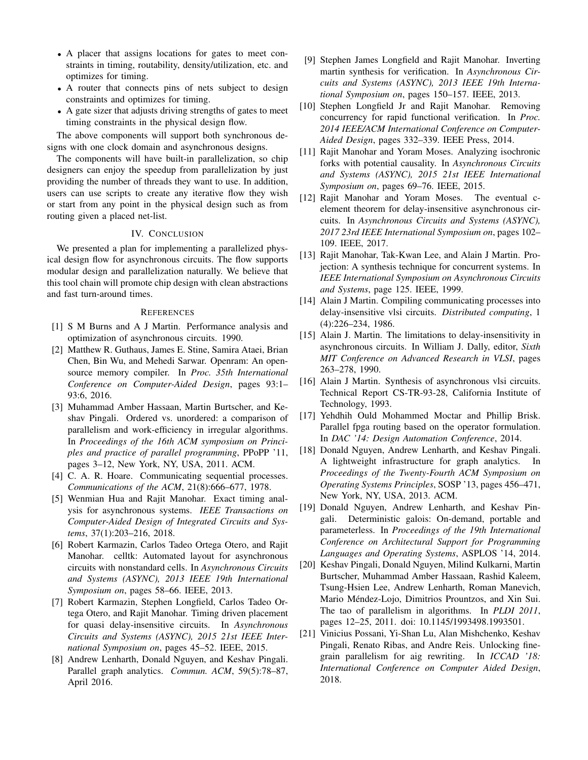- A placer that assigns locations for gates to meet constraints in timing, routability, density/utilization, etc. and optimizes for timing.
- A router that connects pins of nets subject to design constraints and optimizes for timing.
- A gate sizer that adjusts driving strengths of gates to meet timing constraints in the physical design flow.

The above components will support both synchronous designs with one clock domain and asynchronous designs.

The components will have built-in parallelization, so chip designers can enjoy the speedup from parallelization by just providing the number of threads they want to use. In addition, users can use scripts to create any iterative flow they wish or start from any point in the physical design such as from routing given a placed net-list.

## IV. Conclusion

We presented a plan for implementing a parallelized physical design flow for asynchronous circuits. The flow supports modular design and parallelization naturally. We believe that this tool chain will promote chip design with clean abstractions and fast turn-around times.

## References

[1] S M Burns and A J Martin. Performance analysis and optimization of asynchronous circuits. 1990.

[2] Matthew R. Guthaus, James E. Stine, Samira Ataei, Brian Chen, Bin Wu, and Mehedi Sarwar. Openram: An open-source memory compiler. In *Proc. 35th International Conference on Computer-Aided Design*, pages 93:1–93:6, 2016.

[3] Muhammad Amber Hassaan, Martin Burtscher, and Keshav Pingali. Ordered vs. unordered: a comparison of parallelism and work-efficiency in irregular algorithms. In *Proceedings of the 16th ACM symposium on Principles and practice of parallel programming*, PPoPP '11, pages 3–12, New York, NY, USA, 2011. ACM.

[4] C. A. R. Hoare. Communicating sequential processes. *Communications of the ACM*, 21(8):666–677, 1978.

[5] Wenmian Hua and Rajit Manohar. Exact timing analysis for asynchronous systems. *IEEE Transactions on Computer-Aided Design of Integrated Circuits and Systems*, 37(1):203–216, 2018.

[6] Robert Karmazin, Carlos Tadeo Ortega Otero, and Rajit Manohar. celltk: Automated layout for asynchronous circuits with nonstandard cells. In *Asynchronous Circuits and Systems (ASYNC), 2013 IEEE 19th International Symposium on*, pages 58–66. IEEE, 2013.

[7] Robert Karmazin, Stephen Longfield, Carlos Tadeo Ortega Otero, and Rajit Manohar. Timing driven placement for quasi delay-insensitive circuits. In *Asynchronous Circuits and Systems (ASYNC), 2015 21st IEEE International Symposium on*, pages 45–52. IEEE, 2015.

[8] Andrew Lenharth, Donald Nguyen, and Keshav Pingali. Parallel graph analytics. *Commun. ACM*, 59(5):78–87, April 2016.

[9] Stephen James Longfield and Rajit Manohar. Inverting martin synthesis for verification. In *Asynchronous Circuits and Systems (ASYNC), 2013 IEEE 19th International Symposium on*, pages 150–157. IEEE, 2013.

[10] Stephen Longfield Jr and Rajit Manohar. Removing concurrency for rapid functional verification. In *Proc. 2014 IEEE/ACM International Conference on Computer-Aided Design*, pages 332–339. IEEE Press, 2014.

[11] Rajit Manohar and Yoram Moses. Analyzing isochronic forks with potential causality. In *Asynchronous Circuits and Systems (ASYNC), 2015 21st IEEE International Symposium on*, pages 69–76. IEEE, 2015.

[12] Rajit Manohar and Yoram Moses. The eventual c-element theorem for delay-insensitive asynchronous circuits. In *Asynchronous Circuits and Systems (ASYNC), 2017 23rd IEEE International Symposium on*, pages 102–109. IEEE, 2017.

[13] Rajit Manohar, Tak-Kwan Lee, and Alain J Martin. Projection: A synthesis technique for concurrent systems. In *IEEE International Symposium on Asynchronous Circuits and Systems*, page 125. IEEE, 1999.

[14] Alain J Martin. Compiling communicating processes into delay-insensitive vlsi circuits. *Distributed computing*, 1 (4):226–234, 1986.

[15] Alain J. Martin. The limitations to delay-insensitivity in asynchronous circuits. In William J. Dally, editor, *Sixth MIT Conference on Advanced Research in VLSI*, pages 263–278, 1990.

[16] Alain J Martin. Synthesis of asynchronous vlsi circuits. Technical Report CS-TR-93-28, California Institute of Technology, 1993.

[17] Yehdhih Ould Mohammed Moctar and Phillip Brisk. Parallel fpga routing based on the operator formulation. In *DAC '14: Design Automation Conference*, 2014.

[18] Donald Nguyen, Andrew Lenharth, and Keshav Pingali. A lightweight infrastructure for graph analytics. In *Proceedings of the Twenty-Fourth ACM Symposium on Operating Systems Principles*, SOSP '13, pages 456–471, New York, NY, USA, 2013. ACM.

[19] Donald Nguyen, Andrew Lenharth, and Keshav Pingali. Deterministic galois: On-demand, portable and parameterless. In *Proceedings of the 19th International Conference on Architectural Support for Programming Languages and Operating Systems*, ASPLOS '14, 2014.

[20] Keshav Pingali, Donald Nguyen, Milind Kulkarni, Martin Burtscher, Muhammad Amber Hassaan, Rashid Kaleem, Tsung-Hsien Lee, Andrew Lenharth, Roman Manevich, Mario Méndez-Lojo, Dimitrios Prountzos, and Xin Sui. The tao of parallelism in algorithms. In *PLDI 2011*, pages 12–25, 2011. doi: 10.1145/1993498.1993501.

[21] Vinicius Possani, Yi-Shan Lu, Alan Mishchenko, Keshav Pingali, Renato Ribas, and Andre Reis. Unlocking fine-grain parallelism for aig rewriting. In *ICCAD '18: International Conference on Computer Aided Design*, 2018.